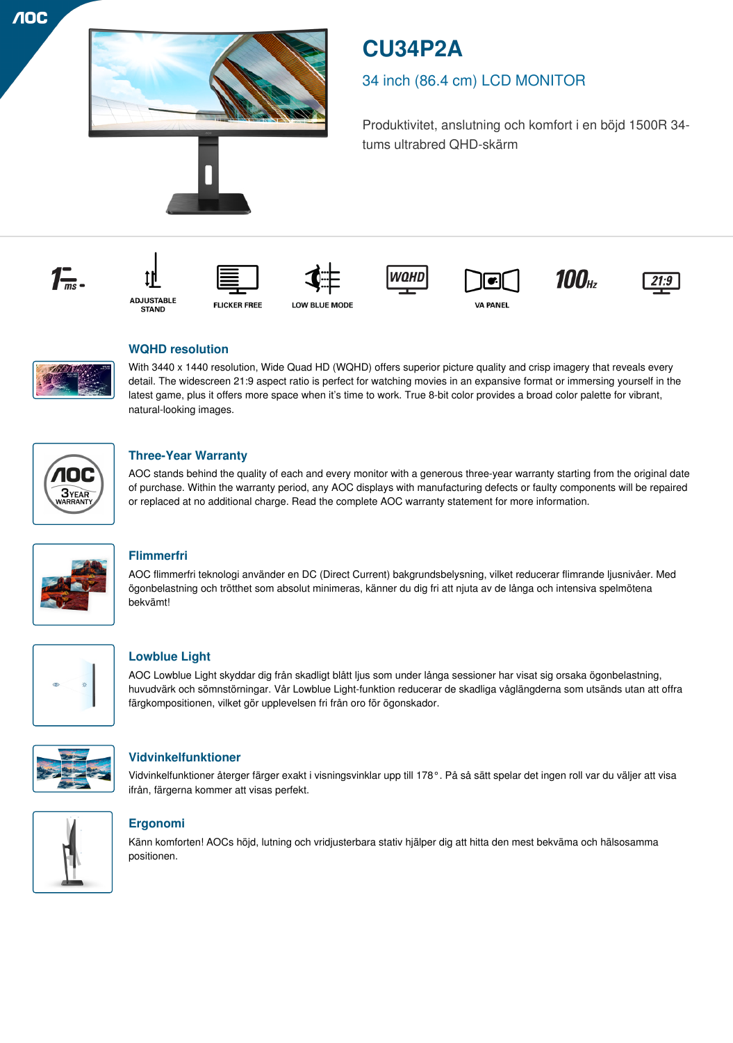# CU34P2A

## 34 inch (86.4 cm) LCD MONITOR

Produktivitet, anslutning och komfort i en böjd 1500R 34-tums ultrabred QHD-skärm

1 ms

ADJUSTABLE STAND

FLICKER FREE

LOW BLUE MODE

WQHD

VA PANEL

100 Hz

21:9

### WQHD resolution

With 3440 x 1440 resolution, Wide Quad HD (WQHD) offers superior picture quality and crisp imagery that reveals every detail. The widescreen 21:9 aspect ratio is perfect for watching movies in an expansive format or immersing yourself in the latest game, plus it offers more space when it's time to work. True 8-bit color provides a broad color palette for vibrant, natural-looking images.

### Three-Year Warranty

AOC stands behind the quality of each and every monitor with a generous three-year warranty starting from the original date of purchase. Within the warranty period, any AOC displays with manufacturing defects or faulty components will be repaired or replaced at no additional charge. Read the complete AOC warranty statement for more information.

### Flimmerfri

AOC flimmerfri teknologi använder en DC (Direct Current) bakgrundsbelysning, vilket reducerar flimrande ljusnivåer. Med ögonbelastning och trötthet som absolut minimeras, känner du dig fri att njuta av de långa och intensiva spelmötena bekvämt!

### Lowblue Light

AOC Lowblue Light skyddar dig från skadligt blått ljus som under långa sessioner har visat sig orsaka ögonbelastning, huvudvärk och sömnstörningar. Vår Lowblue Light-funktion reducerar de skadliga våglängderna som utsänds utan att offra färgkompositionen, vilket gör upplevelsen fri från oro för ögonskador.

### Vidvinkelfunktioner

Vidvinkelfunktioner återger färger exakt i visningsvinklar upp till 178°. På så sätt spelar det ingen roll var du väljer att visa ifrån, färgerna kommer att visas perfekt.

### Ergonomi

Känn komforten! AOCs höjd, lutning och vridjusterbara stativ hjälper dig att hitta den mest bekväma och hälsosamma positionen.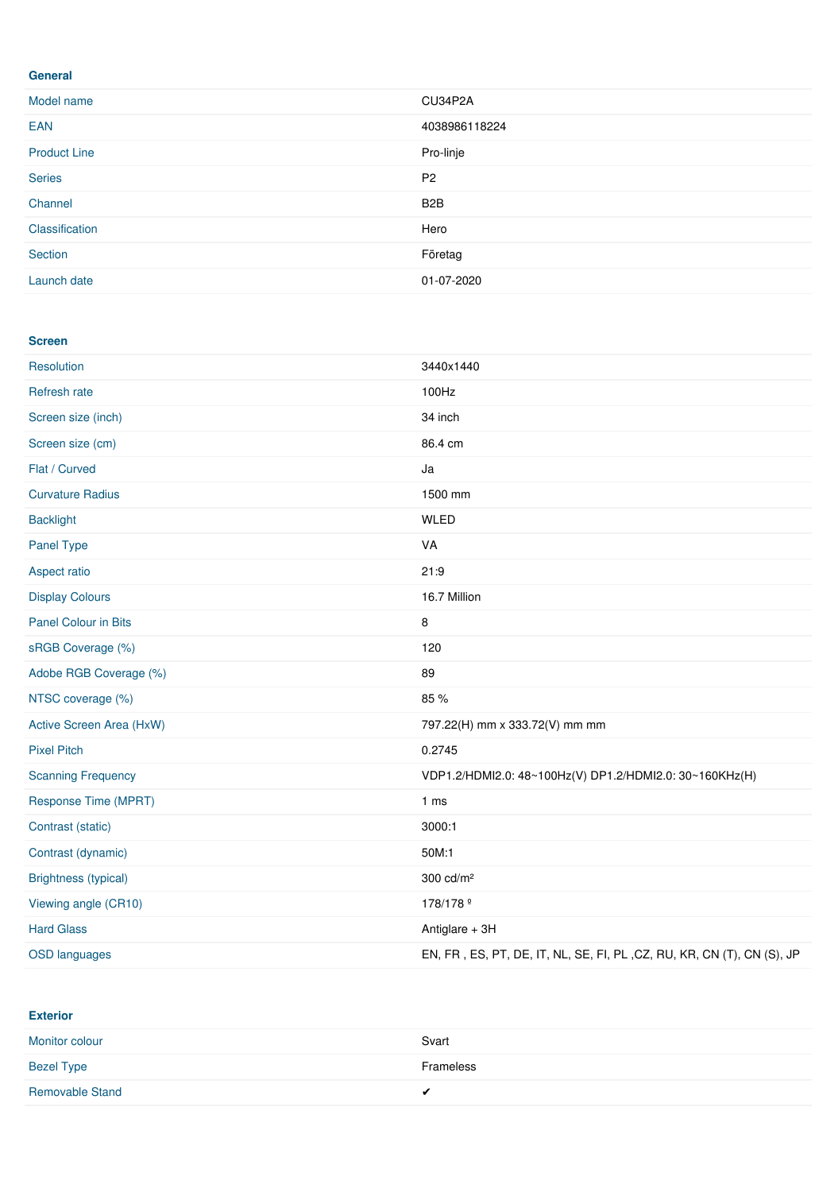## General

| | |
|---|---|
| Model name | CU34P2A |
| EAN | 4038986118224 |
| Product Line | Pro-linje |
| Series | P2 |
| Channel | B2B |
| Classification | Hero |
| Section | Företag |
| Launch date | 01-07-2020 |

## Screen

| | |
|---|---|
| Resolution | 3440x1440 |
| Refresh rate | 100Hz |
| Screen size (inch) | 34 inch |
| Screen size (cm) | 86.4 cm |
| Flat / Curved | Ja |
| Curvature Radius | 1500 mm |
| Backlight | WLED |
| Panel Type | VA |
| Aspect ratio | 21:9 |
| Display Colours | 16.7 Million |
| Panel Colour in Bits | 8 |
| sRGB Coverage (%) | 120 |
| Adobe RGB Coverage (%) | 89 |
| NTSC coverage (%) | 85 % |
| Active Screen Area (HxW) | 797.22(H) mm x 333.72(V) mm mm |
| Pixel Pitch | 0.2745 |
| Scanning Frequency | VDP1.2/HDMI2.0: 48~100Hz(V) DP1.2/HDMI2.0: 30~160KHz(H) |
| Response Time (MPRT) | 1 ms |
| Contrast (static) | 3000:1 |
| Contrast (dynamic) | 50M:1 |
| Brightness (typical) | 300 cd/m² |
| Viewing angle (CR10) | 178/178 º |
| Hard Glass | Antiglare + 3H |
| OSD languages | EN, FR , ES, PT, DE, IT, NL, SE, FI, PL ,CZ, RU, KR, CN (T), CN (S), JP |

## Exterior

| | |
|---|---|
| Monitor colour | Svart |
| Bezel Type | Frameless |
| Removable Stand | ✔ |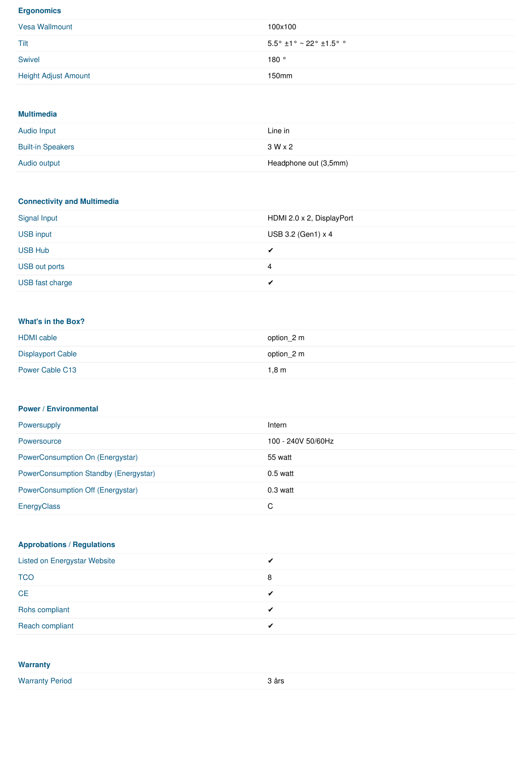## Ergonomics

| | |
|---|---|
| Vesa Wallmount | 100x100 |
| Tilt | 5.5° ±1° ~ 22° ±1.5° ° |
| Swivel | 180 ° |
| Height Adjust Amount | 150mm |

## Multimedia

| | |
|---|---|
| Audio Input | Line in |
| Built-in Speakers | 3 W x 2 |
| Audio output | Headphone out (3,5mm) |

## Connectivity and Multimedia

| | |
|---|---|
| Signal Input | HDMI 2.0 x 2, DisplayPort |
| USB input | USB 3.2 (Gen1) x 4 |
| USB Hub | ✔ |
| USB out ports | 4 |
| USB fast charge | ✔ |

## What's in the Box?

| | |
|---|---|
| HDMI cable | option_2 m |
| Displayport Cable | option_2 m |
| Power Cable C13 | 1,8 m |

## Power / Environmental

| | |
|---|---|
| Powersupply | Intern |
| Powersource | 100 - 240V 50/60Hz |
| PowerConsumption On (Energystar) | 55 watt |
| PowerConsumption Standby (Energystar) | 0.5 watt |
| PowerConsumption Off (Energystar) | 0.3 watt |
| EnergyClass | C |

## Approbations / Regulations

| | |
|---|---|
| Listed on Energystar Website | ✔ |
| TCO | 8 |
| CE | ✔ |
| Rohs compliant | ✔ |
| Reach compliant | ✔ |

## Warranty

| | |
|---|---|
| Warranty Period | 3 års |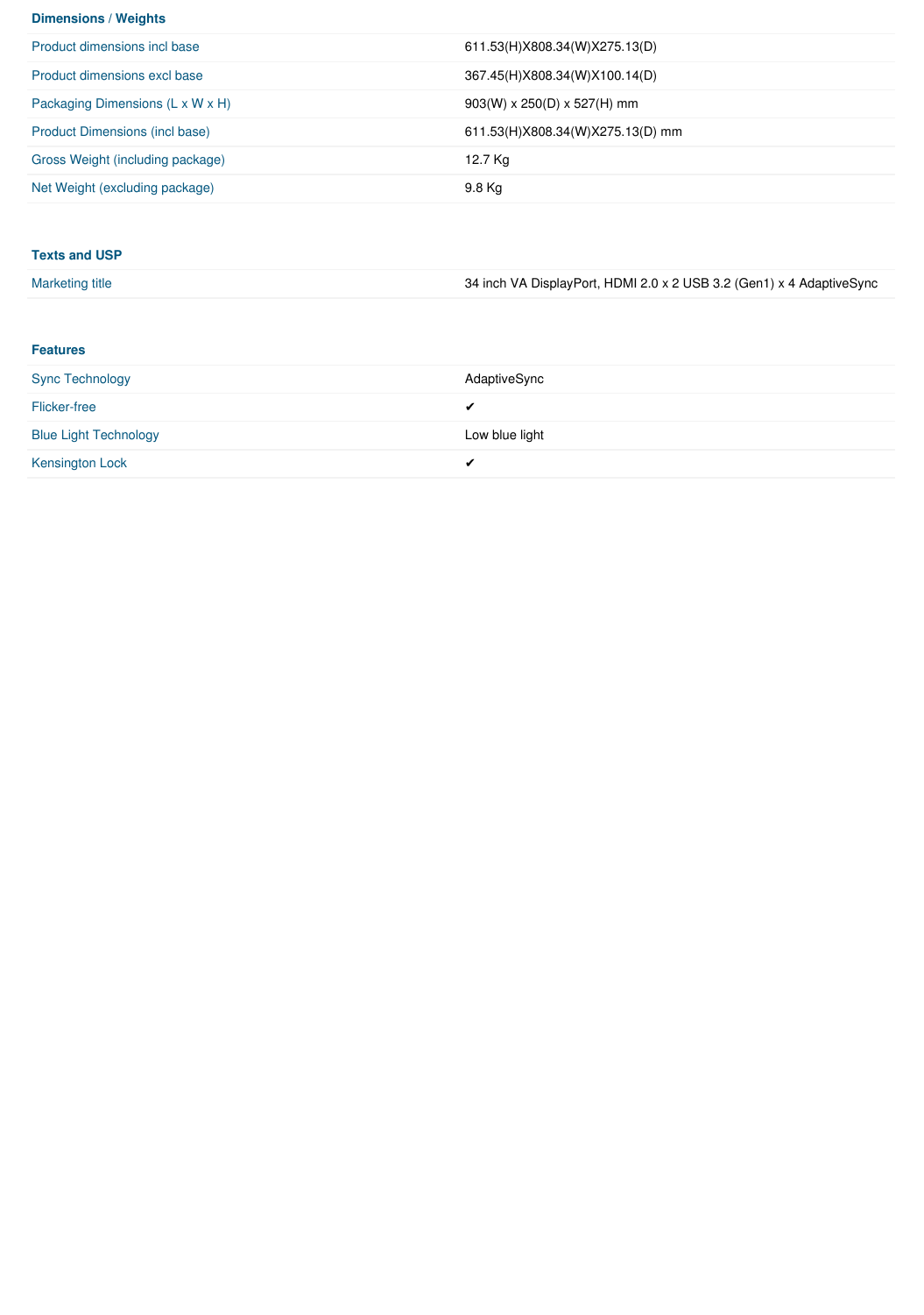### Dimensions / Weights

| | |
|---|---|
| Product dimensions incl base | 611.53(H)X808.34(W)X275.13(D) |
| Product dimensions excl base | 367.45(H)X808.34(W)X100.14(D) |
| Packaging Dimensions (L x W x H) | 903(W) x 250(D) x 527(H) mm |
| Product Dimensions (incl base) | 611.53(H)X808.34(W)X275.13(D) mm |
| Gross Weight (including package) | 12.7 Kg |
| Net Weight (excluding package) | 9.8 Kg |

### Texts and USP

| | |
|---|---|
| Marketing title | 34 inch VA DisplayPort, HDMI 2.0 x 2 USB 3.2 (Gen1) x 4 AdaptiveSync |

### Features

| | |
|---|---|
| Sync Technology | AdaptiveSync |
| Flicker-free | ✔ |
| Blue Light Technology | Low blue light |
| Kensington Lock | ✔ |